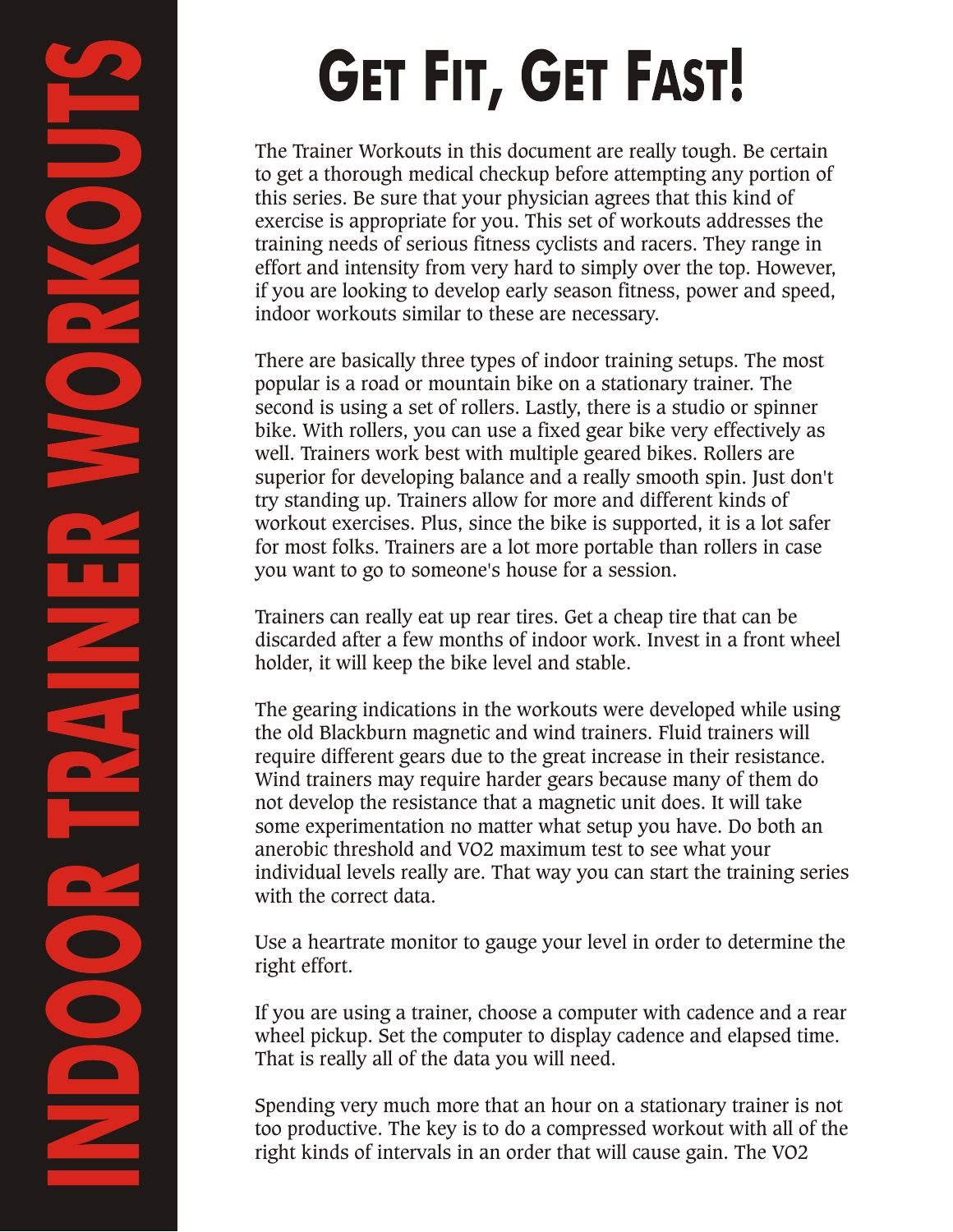# INDOOR TRAINER WORKOUTS

# GET FIT, GET FAST!

The Trainer Workouts in this document are really tough. Be certain to get a thorough medical checkup before attempting any portion of this series. Be sure that your physician agrees that this kind of exercise is appropriate for you. This set of workouts addresses the training needs of serious fitness cyclists and racers. They range in effort and intensity from very hard to simply over the top. However, if you are looking to develop early season fitness, power and speed, indoor workouts similar to these are necessary.

There are basically three types of indoor training setups. The most popular is a road or mountain bike on a stationary trainer. The second is using a set of rollers. Lastly, there is a studio or spinner bike. With rollers, you can use a fixed gear bike very effectively as well. Trainers work best with multiple geared bikes. Rollers are superior for developing balance and a really smooth spin. Just don't try standing up. Trainers allow for more and different kinds of workout exercises. Plus, since the bike is supported, it is a lot safer for most folks. Trainers are a lot more portable than rollers in case you want to go to someone's house for a session.

Trainers can really eat up rear tires. Get a cheap tire that can be discarded after a few months of indoor work. Invest in a front wheel holder, it will keep the bike level and stable.

The gearing indications in the workouts were developed while using the old Blackburn magnetic and wind trainers. Fluid trainers will require different gears due to the great increase in their resistance. Wind trainers may require harder gears because many of them do not develop the resistance that a magnetic unit does. It will take some experimentation no matter what setup you have. Do both an anerobic threshold and VO2 maximum test to see what your individual levels really are. That way you can start the training series with the correct data.

Use a heartrate monitor to gauge your level in order to determine the right effort.

If you are using a trainer, choose a computer with cadence and a rear wheel pickup. Set the computer to display cadence and elapsed time. That is really all of the data you will need.

Spending very much more that an hour on a stationary trainer is not too productive. The key is to do a compressed workout with all of the right kinds of intervals in an order that will cause gain. The VO2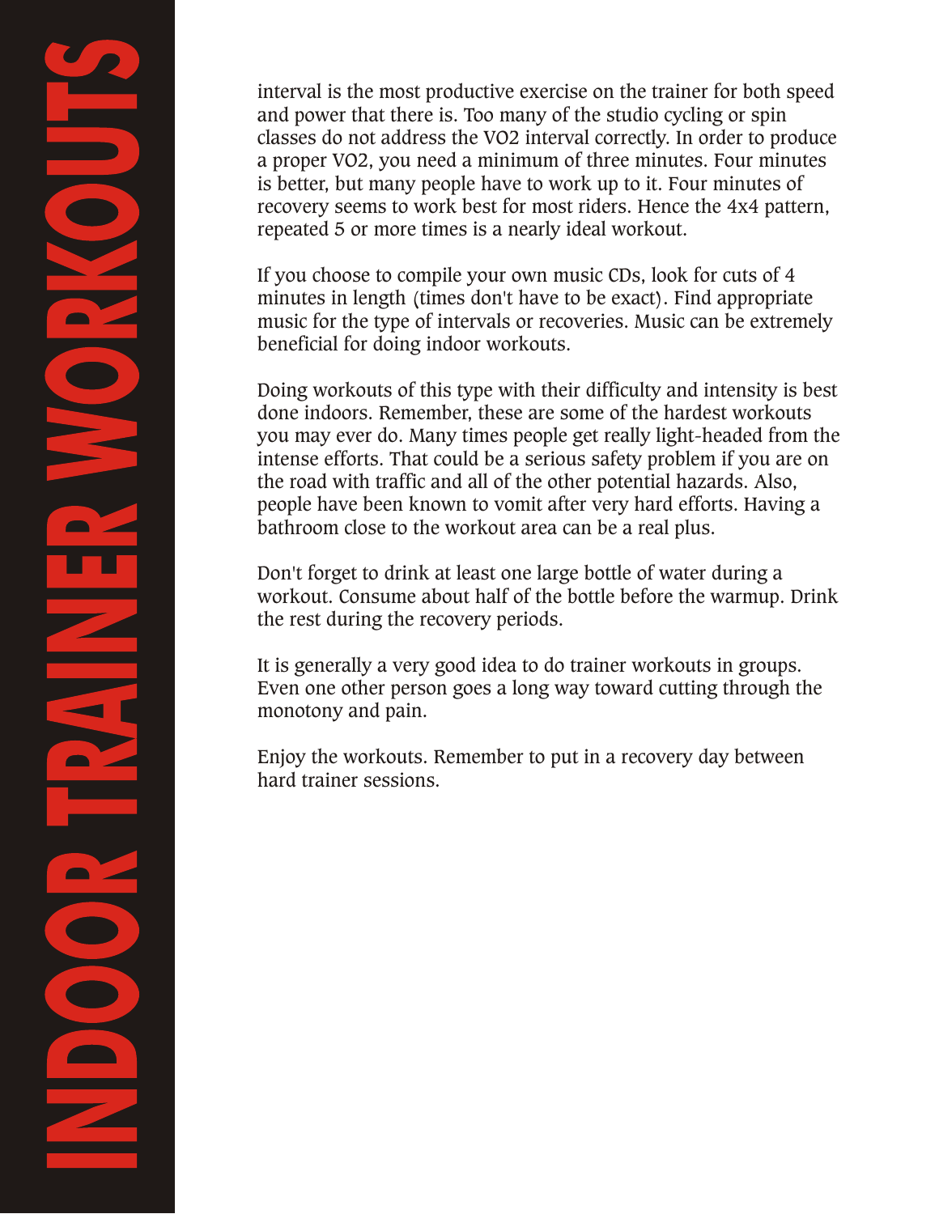interval is the most productive exercise on the trainer for both speed and power that there is. Too many of the studio cycling or spin classes do not address the VO2 interval correctly. In order to produce a proper VO2, you need a minimum of three minutes. Four minutes is better, but many people have to work up to it. Four minutes of recovery seems to work best for most riders. Hence the 4x4 pattern, repeated 5 or more times is a nearly ideal workout.

If you choose to compile your own music CDs, look for cuts of 4 minutes in length (times don't have to be exact). Find appropriate music for the type of intervals or recoveries. Music can be extremely beneficial for doing indoor workouts.

Doing workouts of this type with their difficulty and intensity is best done indoors. Remember, these are some of the hardest workouts you may ever do. Many times people get really light-headed from the intense efforts. That could be a serious safety problem if you are on the road with traffic and all of the other potential hazards. Also, people have been known to vomit after very hard efforts. Having a bathroom close to the workout area can be a real plus.

Don't forget to drink at least one large bottle of water during a workout. Consume about half of the bottle before the warmup. Drink the rest during the recovery periods.

It is generally a very good idea to do trainer workouts in groups. Even one other person goes a long way toward cutting through the monotony and pain.

Enjoy the workouts. Remember to put in a recovery day between hard trainer sessions.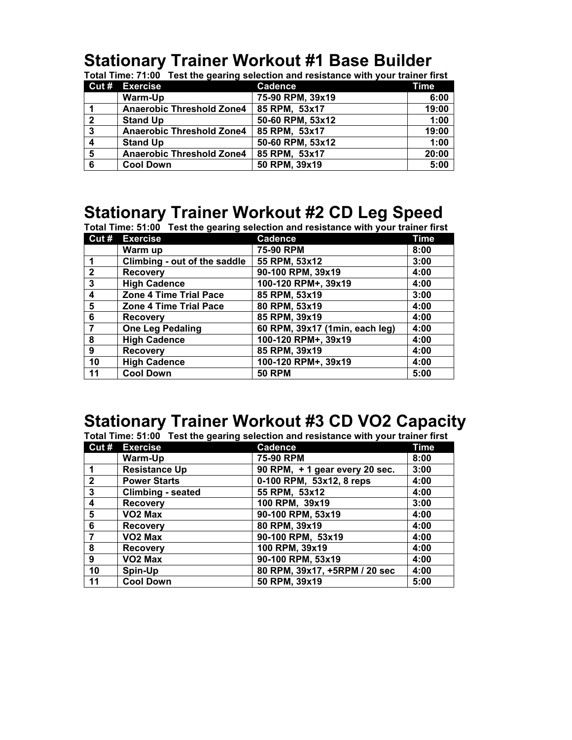# Stationary Trainer Workout #1 Base Builder

**Total Time: 71:00 Test the gearing selection and resistance with your trainer first**

| Cut # | Exercise | Cadence | Time |
|---|---|---|---|
| | Warm-Up | 75-90 RPM, 39x19 | 6:00 |
| 1 | Anaerobic Threshold Zone4 | 85 RPM, 53x17 | 19:00 |
| 2 | Stand Up | 50-60 RPM, 53x12 | 1:00 |
| 3 | Anaerobic Threshold Zone4 | 85 RPM, 53x17 | 19:00 |
| 4 | Stand Up | 50-60 RPM, 53x12 | 1:00 |
| 5 | Anaerobic Threshold Zone4 | 85 RPM, 53x17 | 20:00 |
| 6 | Cool Down | 50 RPM, 39x19 | 5:00 |

# Stationary Trainer Workout #2 CD Leg Speed

**Total Time: 51:00 Test the gearing selection and resistance with your trainer first**

| Cut # | Exercise | Cadence | Time |
|---|---|---|---|
| | Warm up | 75-90 RPM | 8:00 |
| 1 | Climbing - out of the saddle | 55 RPM, 53x12 | 3:00 |
| 2 | Recovery | 90-100 RPM, 39x19 | 4:00 |
| 3 | High Cadence | 100-120 RPM+, 39x19 | 4:00 |
| 4 | Zone 4 Time Trial Pace | 85 RPM, 53x19 | 3:00 |
| 5 | Zone 4 Time Trial Pace | 80 RPM, 53x19 | 4:00 |
| 6 | Recovery | 85 RPM, 39x19 | 4:00 |
| 7 | One Leg Pedaling | 60 RPM, 39x17 (1min, each leg) | 4:00 |
| 8 | High Cadence | 100-120 RPM+, 39x19 | 4:00 |
| 9 | Recovery | 85 RPM, 39x19 | 4:00 |
| 10 | High Cadence | 100-120 RPM+, 39x19 | 4:00 |
| 11 | Cool Down | 50 RPM | 5:00 |

# Stationary Trainer Workout #3 CD VO2 Capacity

**Total Time: 51:00 Test the gearing selection and resistance with your trainer first**

| Cut # | Exercise | Cadence | Time |
|---|---|---|---|
| | Warm-Up | 75-90 RPM | 8:00 |
| 1 | Resistance Up | 90 RPM, + 1 gear every 20 sec. | 3:00 |
| 2 | Power Starts | 0-100 RPM, 53x12, 8 reps | 4:00 |
| 3 | Climbing - seated | 55 RPM, 53x12 | 4:00 |
| 4 | Recovery | 100 RPM, 39x19 | 3:00 |
| 5 | VO2 Max | 90-100 RPM, 53x19 | 4:00 |
| 6 | Recovery | 80 RPM, 39x19 | 4:00 |
| 7 | VO2 Max | 90-100 RPM, 53x19 | 4:00 |
| 8 | Recovery | 100 RPM, 39x19 | 4:00 |
| 9 | VO2 Max | 90-100 RPM, 53x19 | 4:00 |
| 10 | Spin-Up | 80 RPM, 39x17, +5RPM / 20 sec | 4:00 |
| 11 | Cool Down | 50 RPM, 39x19 | 5:00 |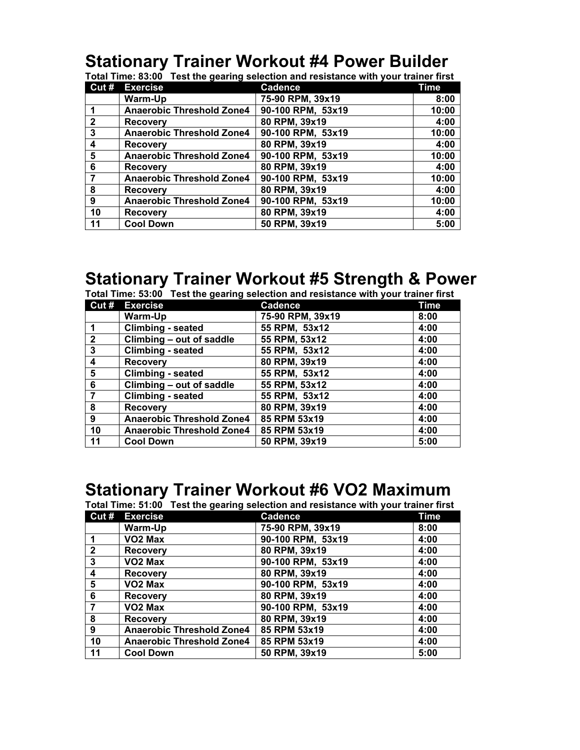## Stationary Trainer Workout #4 Power Builder

**Total Time: 83:00 Test the gearing selection and resistance with your trainer first**

| Cut # | Exercise | Cadence | Time |
|---|---|---|---|
| | Warm-Up | 75-90 RPM, 39x19 | 8:00 |
| 1 | Anaerobic Threshold Zone4 | 90-100 RPM, 53x19 | 10:00 |
| 2 | Recovery | 80 RPM, 39x19 | 4:00 |
| 3 | Anaerobic Threshold Zone4 | 90-100 RPM, 53x19 | 10:00 |
| 4 | Recovery | 80 RPM, 39x19 | 4:00 |
| 5 | Anaerobic Threshold Zone4 | 90-100 RPM, 53x19 | 10:00 |
| 6 | Recovery | 80 RPM, 39x19 | 4:00 |
| 7 | Anaerobic Threshold Zone4 | 90-100 RPM, 53x19 | 10:00 |
| 8 | Recovery | 80 RPM, 39x19 | 4:00 |
| 9 | Anaerobic Threshold Zone4 | 90-100 RPM, 53x19 | 10:00 |
| 10 | Recovery | 80 RPM, 39x19 | 4:00 |
| 11 | Cool Down | 50 RPM, 39x19 | 5:00 |

## Stationary Trainer Workout #5 Strength & Power

**Total Time: 53:00 Test the gearing selection and resistance with your trainer first**

| Cut # | Exercise | Cadence | Time |
|---|---|---|---|
| | Warm-Up | 75-90 RPM, 39x19 | 8:00 |
| 1 | Climbing - seated | 55 RPM, 53x12 | 4:00 |
| 2 | Climbing – out of saddle | 55 RPM, 53x12 | 4:00 |
| 3 | Climbing - seated | 55 RPM, 53x12 | 4:00 |
| 4 | Recovery | 80 RPM, 39x19 | 4:00 |
| 5 | Climbing - seated | 55 RPM, 53x12 | 4:00 |
| 6 | Climbing – out of saddle | 55 RPM, 53x12 | 4:00 |
| 7 | Climbing - seated | 55 RPM, 53x12 | 4:00 |
| 8 | Recovery | 80 RPM, 39x19 | 4:00 |
| 9 | Anaerobic Threshold Zone4 | 85 RPM 53x19 | 4:00 |
| 10 | Anaerobic Threshold Zone4 | 85 RPM 53x19 | 4:00 |
| 11 | Cool Down | 50 RPM, 39x19 | 5:00 |

## Stationary Trainer Workout #6 VO2 Maximum

**Total Time: 51:00 Test the gearing selection and resistance with your trainer first**

| Cut # | Exercise | Cadence | Time |
|---|---|---|---|
| | Warm-Up | 75-90 RPM, 39x19 | 8:00 |
| 1 | VO2 Max | 90-100 RPM, 53x19 | 4:00 |
| 2 | Recovery | 80 RPM, 39x19 | 4:00 |
| 3 | VO2 Max | 90-100 RPM, 53x19 | 4:00 |
| 4 | Recovery | 80 RPM, 39x19 | 4:00 |
| 5 | VO2 Max | 90-100 RPM, 53x19 | 4:00 |
| 6 | Recovery | 80 RPM, 39x19 | 4:00 |
| 7 | VO2 Max | 90-100 RPM, 53x19 | 4:00 |
| 8 | Recovery | 80 RPM, 39x19 | 4:00 |
| 9 | Anaerobic Threshold Zone4 | 85 RPM 53x19 | 4:00 |
| 10 | Anaerobic Threshold Zone4 | 85 RPM 53x19 | 4:00 |
| 11 | Cool Down | 50 RPM, 39x19 | 5:00 |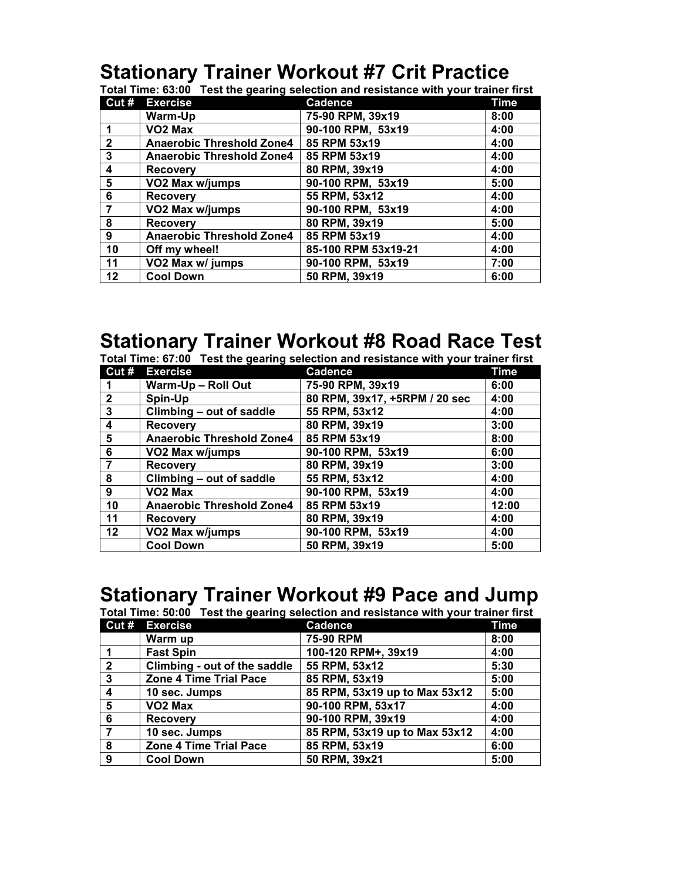# Stationary Trainer Workout #7 Crit Practice

**Total Time: 63:00   Test the gearing selection and resistance with your trainer first**

| Cut # | Exercise | Cadence | Time |
|---|---|---|---|
| | Warm-Up | 75-90 RPM, 39x19 | 8:00 |
| 1 | VO2 Max | 90-100 RPM,  53x19 | 4:00 |
| 2 | Anaerobic Threshold Zone4 | 85 RPM 53x19 | 4:00 |
| 3 | Anaerobic Threshold Zone4 | 85 RPM 53x19 | 4:00 |
| 4 | Recovery | 80 RPM, 39x19 | 4:00 |
| 5 | VO2 Max w/jumps | 90-100 RPM,  53x19 | 5:00 |
| 6 | Recovery | 55 RPM, 53x12 | 4:00 |
| 7 | VO2 Max w/jumps | 90-100 RPM,  53x19 | 4:00 |
| 8 | Recovery | 80 RPM, 39x19 | 5:00 |
| 9 | Anaerobic Threshold Zone4 | 85 RPM 53x19 | 4:00 |
| 10 | Off my wheel! | 85-100 RPM 53x19-21 | 4:00 |
| 11 | VO2 Max w/ jumps | 90-100 RPM,  53x19 | 7:00 |
| 12 | Cool Down | 50 RPM, 39x19 | 6:00 |

# Stationary Trainer Workout #8 Road Race Test

**Total Time: 67:00   Test the gearing selection and resistance with your trainer first**

| Cut # | Exercise | Cadence | Time |
|---|---|---|---|
| 1 | Warm-Up – Roll Out | 75-90 RPM, 39x19 | 6:00 |
| 2 | Spin-Up | 80 RPM, 39x17, +5RPM / 20 sec | 4:00 |
| 3 | Climbing – out of saddle | 55 RPM, 53x12 | 4:00 |
| 4 | Recovery | 80 RPM, 39x19 | 3:00 |
| 5 | Anaerobic Threshold Zone4 | 85 RPM 53x19 | 8:00 |
| 6 | VO2 Max w/jumps | 90-100 RPM,  53x19 | 6:00 |
| 7 | Recovery | 80 RPM, 39x19 | 3:00 |
| 8 | Climbing – out of saddle | 55 RPM, 53x12 | 4:00 |
| 9 | VO2 Max | 90-100 RPM,  53x19 | 4:00 |
| 10 | Anaerobic Threshold Zone4 | 85 RPM 53x19 | 12:00 |
| 11 | Recovery | 80 RPM, 39x19 | 4:00 |
| 12 | VO2 Max w/jumps | 90-100 RPM,  53x19 | 4:00 |
| | Cool Down | 50 RPM, 39x19 | 5:00 |

# Stationary Trainer Workout #9 Pace and Jump

**Total Time: 50:00   Test the gearing selection and resistance with your trainer first**

| Cut # | Exercise | Cadence | Time |
|---|---|---|---|
| | Warm up | 75-90 RPM | 8:00 |
| 1 | Fast Spin | 100-120 RPM+, 39x19 | 4:00 |
| 2 | Climbing - out of the saddle | 55 RPM, 53x12 | 5:30 |
| 3 | Zone 4 Time Trial Pace | 85 RPM, 53x19 | 5:00 |
| 4 | 10 sec. Jumps | 85 RPM, 53x19 up to Max 53x12 | 5:00 |
| 5 | VO2 Max | 90-100 RPM, 53x17 | 4:00 |
| 6 | Recovery | 90-100 RPM, 39x19 | 4:00 |
| 7 | 10 sec. Jumps | 85 RPM, 53x19 up to Max 53x12 | 4:00 |
| 8 | Zone 4 Time Trial Pace | 85 RPM, 53x19 | 6:00 |
| 9 | Cool Down | 50 RPM, 39x21 | 5:00 |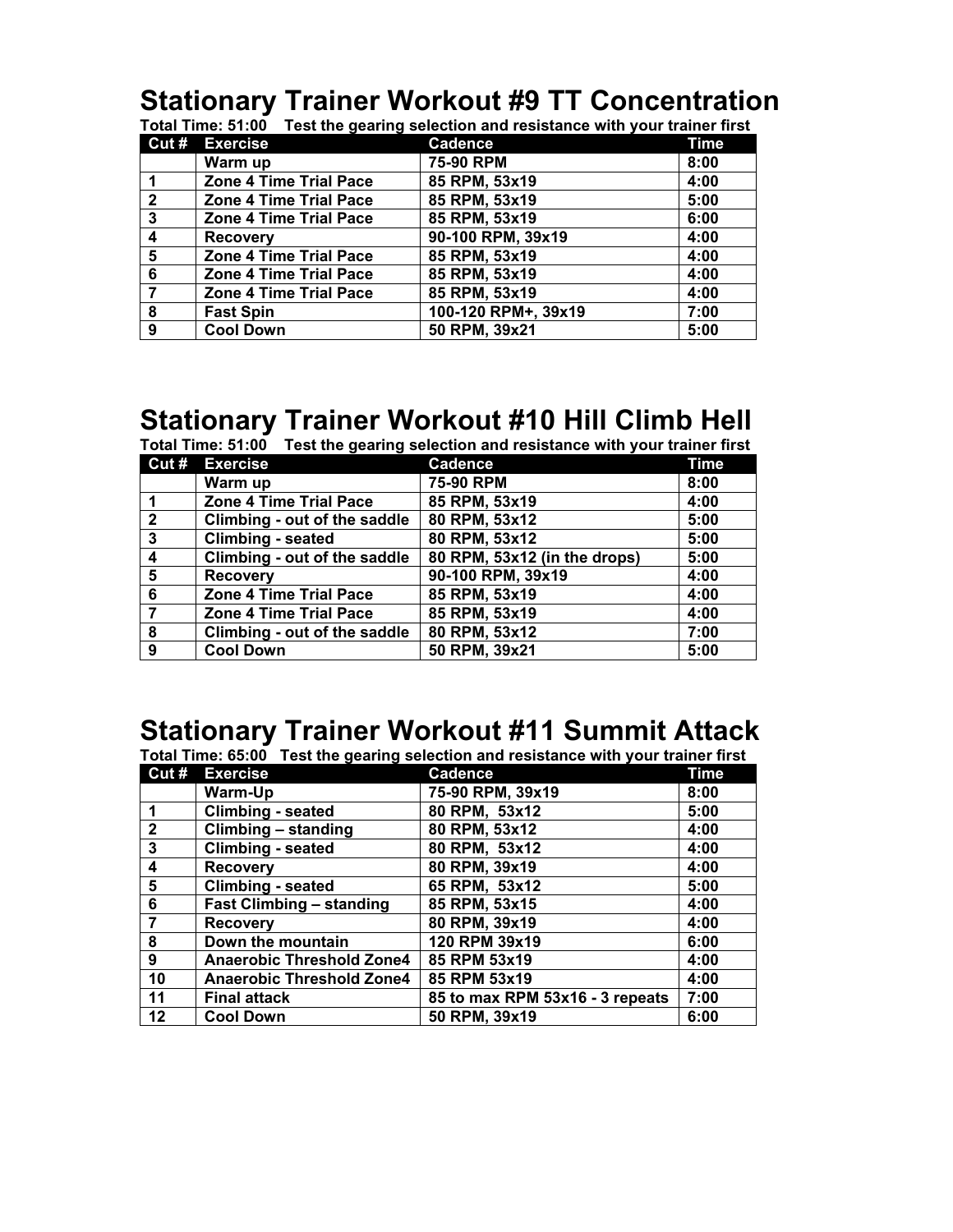# Stationary Trainer Workout #9 TT Concentration

**Total Time: 51:00    Test the gearing selection and resistance with your trainer first**

| Cut # | Exercise | Cadence | Time |
|---|---|---|---|
| | Warm up | 75-90 RPM | 8:00 |
| 1 | Zone 4 Time Trial Pace | 85 RPM, 53x19 | 4:00 |
| 2 | Zone 4 Time Trial Pace | 85 RPM, 53x19 | 5:00 |
| 3 | Zone 4 Time Trial Pace | 85 RPM, 53x19 | 6:00 |
| 4 | Recovery | 90-100 RPM, 39x19 | 4:00 |
| 5 | Zone 4 Time Trial Pace | 85 RPM, 53x19 | 4:00 |
| 6 | Zone 4 Time Trial Pace | 85 RPM, 53x19 | 4:00 |
| 7 | Zone 4 Time Trial Pace | 85 RPM, 53x19 | 4:00 |
| 8 | Fast Spin | 100-120 RPM+, 39x19 | 7:00 |
| 9 | Cool Down | 50 RPM, 39x21 | 5:00 |

# Stationary Trainer Workout #10 Hill Climb Hell

**Total Time: 51:00    Test the gearing selection and resistance with your trainer first**

| Cut # | Exercise | Cadence | Time |
|---|---|---|---|
| | Warm up | 75-90 RPM | 8:00 |
| 1 | Zone 4 Time Trial Pace | 85 RPM, 53x19 | 4:00 |
| 2 | Climbing - out of the saddle | 80 RPM, 53x12 | 5:00 |
| 3 | Climbing - seated | 80 RPM, 53x12 | 5:00 |
| 4 | Climbing - out of the saddle | 80 RPM, 53x12 (in the drops) | 5:00 |
| 5 | Recovery | 90-100 RPM, 39x19 | 4:00 |
| 6 | Zone 4 Time Trial Pace | 85 RPM, 53x19 | 4:00 |
| 7 | Zone 4 Time Trial Pace | 85 RPM, 53x19 | 4:00 |
| 8 | Climbing - out of the saddle | 80 RPM, 53x12 | 7:00 |
| 9 | Cool Down | 50 RPM, 39x21 | 5:00 |

# Stationary Trainer Workout #11 Summit Attack

**Total Time: 65:00   Test the gearing selection and resistance with your trainer first**

| Cut # | Exercise | Cadence | Time |
|---|---|---|---|
| | Warm-Up | 75-90 RPM, 39x19 | 8:00 |
| 1 | Climbing - seated | 80 RPM,  53x12 | 5:00 |
| 2 | Climbing – standing | 80 RPM, 53x12 | 4:00 |
| 3 | Climbing - seated | 80 RPM,  53x12 | 4:00 |
| 4 | Recovery | 80 RPM, 39x19 | 4:00 |
| 5 | Climbing - seated | 65 RPM,  53x12 | 5:00 |
| 6 | Fast Climbing – standing | 85 RPM, 53x15 | 4:00 |
| 7 | Recovery | 80 RPM, 39x19 | 4:00 |
| 8 | Down the mountain | 120 RPM 39x19 | 6:00 |
| 9 | Anaerobic Threshold Zone4 | 85 RPM 53x19 | 4:00 |
| 10 | Anaerobic Threshold Zone4 | 85 RPM 53x19 | 4:00 |
| 11 | Final attack | 85 to max RPM 53x16 - 3 repeats | 7:00 |
| 12 | Cool Down | 50 RPM, 39x19 | 6:00 |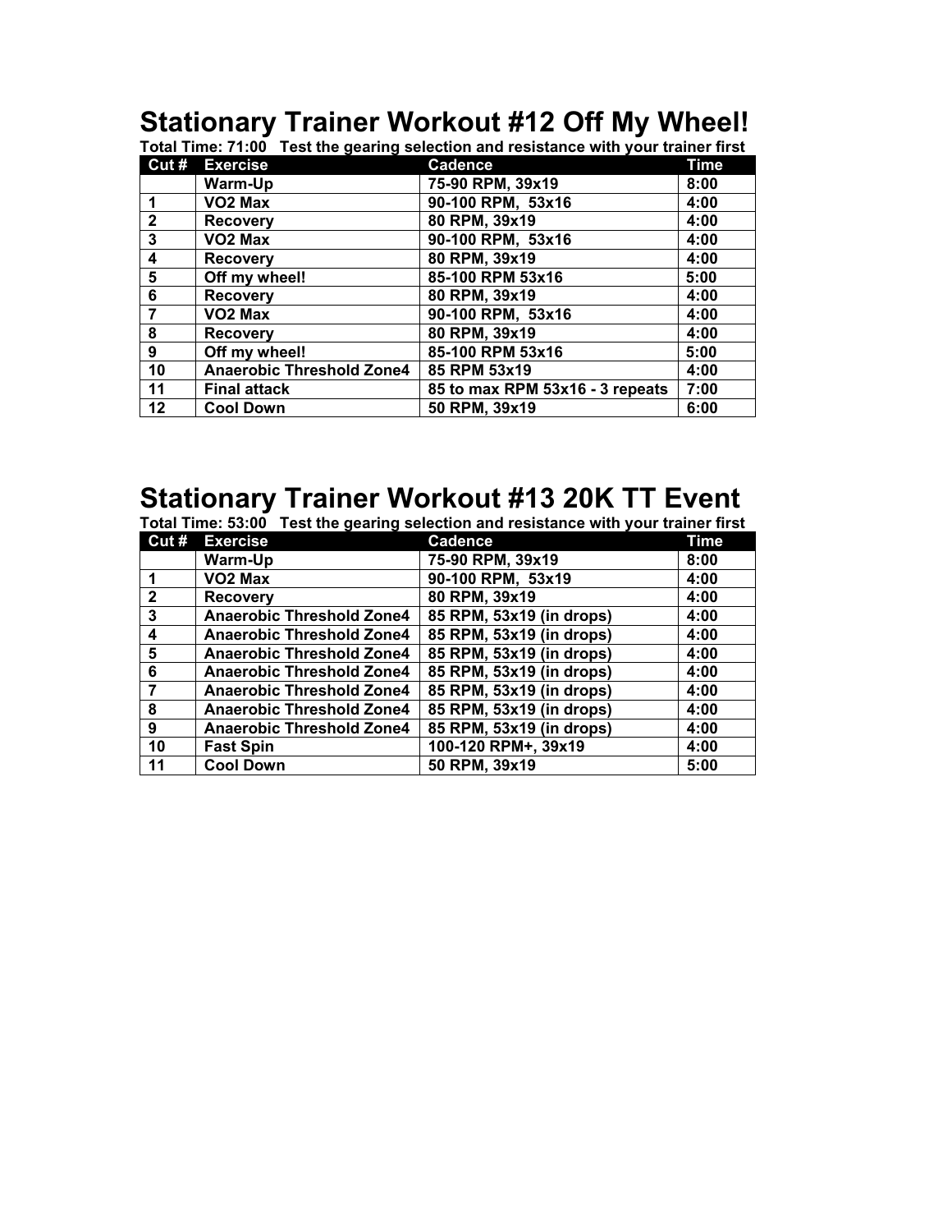# Stationary Trainer Workout #12 Off My Wheel!

**Total Time: 71:00   Test the gearing selection and resistance with your trainer first**

| Cut # | Exercise | Cadence | Time |
|---|---|---|---|
| | Warm-Up | 75-90 RPM, 39x19 | 8:00 |
| 1 | VO2 Max | 90-100 RPM,  53x16 | 4:00 |
| 2 | Recovery | 80 RPM, 39x19 | 4:00 |
| 3 | VO2 Max | 90-100 RPM,  53x16 | 4:00 |
| 4 | Recovery | 80 RPM, 39x19 | 4:00 |
| 5 | Off my wheel! | 85-100 RPM 53x16 | 5:00 |
| 6 | Recovery | 80 RPM, 39x19 | 4:00 |
| 7 | VO2 Max | 90-100 RPM,  53x16 | 4:00 |
| 8 | Recovery | 80 RPM, 39x19 | 4:00 |
| 9 | Off my wheel! | 85-100 RPM 53x16 | 5:00 |
| 10 | Anaerobic Threshold Zone4 | 85 RPM 53x19 | 4:00 |
| 11 | Final attack | 85 to max RPM 53x16 - 3 repeats | 7:00 |
| 12 | Cool Down | 50 RPM, 39x19 | 6:00 |

# Stationary Trainer Workout #13 20K TT Event

**Total Time: 53:00   Test the gearing selection and resistance with your trainer first**

| Cut # | Exercise | Cadence | Time |
|---|---|---|---|
| | Warm-Up | 75-90 RPM, 39x19 | 8:00 |
| 1 | VO2 Max | 90-100 RPM,  53x19 | 4:00 |
| 2 | Recovery | 80 RPM, 39x19 | 4:00 |
| 3 | Anaerobic Threshold Zone4 | 85 RPM, 53x19 (in drops) | 4:00 |
| 4 | Anaerobic Threshold Zone4 | 85 RPM, 53x19 (in drops) | 4:00 |
| 5 | Anaerobic Threshold Zone4 | 85 RPM, 53x19 (in drops) | 4:00 |
| 6 | Anaerobic Threshold Zone4 | 85 RPM, 53x19 (in drops) | 4:00 |
| 7 | Anaerobic Threshold Zone4 | 85 RPM, 53x19 (in drops) | 4:00 |
| 8 | Anaerobic Threshold Zone4 | 85 RPM, 53x19 (in drops) | 4:00 |
| 9 | Anaerobic Threshold Zone4 | 85 RPM, 53x19 (in drops) | 4:00 |
| 10 | Fast Spin | 100-120 RPM+, 39x19 | 4:00 |
| 11 | Cool Down | 50 RPM, 39x19 | 5:00 |